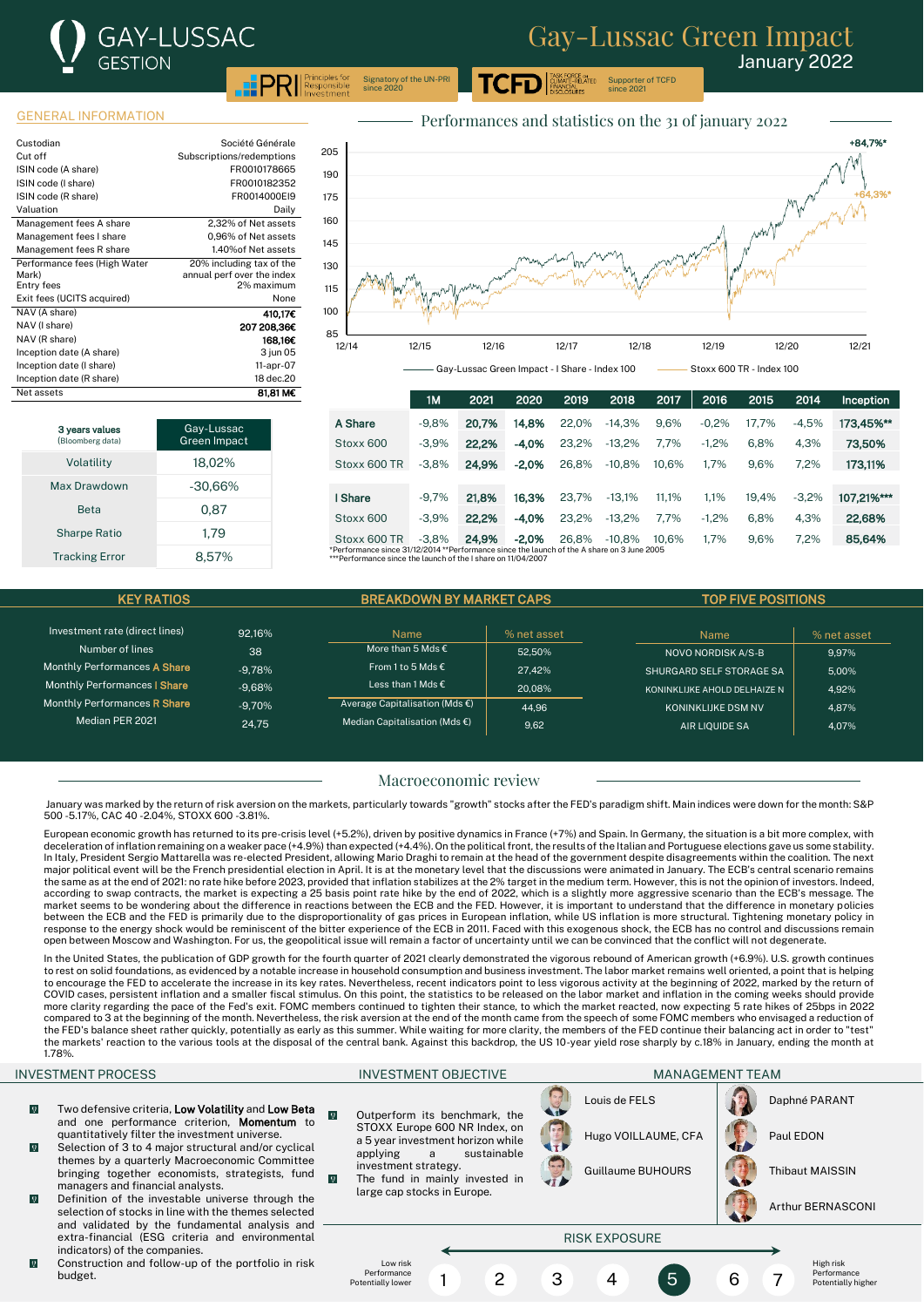# GAY-LUSSAC GESTION

# Gay-Lussac Green Impact

January 2022

PRI Principles for Responsible Investment – Signatory of the UN-PRI since 2020

TCFD Task Force on Climate-Related Financial Disclosures – Supporter of TCFD since 2021

## GENERAL INFORMATION

| | |
|---|---|
| Custodian | Société Générale |
| Cut off | Subscriptions/redemptions |
| ISIN code (A share) | FR0010178665 |
| ISIN code (I share) | FR0010182352 |
| ISIN code (R share) | FR0014000EI9 |
| Valuation | Daily |
| Management fees A share | 2,32% of Net assets |
| Management fees I share | 0,96% of Net assets |
| Management fees R share | 1.40%of Net assets |
| Performance fees (High Water Mark) | 20% including tax of the annual perf over the index |
| Entry fees | 2% maximum |
| Exit fees (UCITS acquired) | None |
| NAV (A share) | **410,17€** |
| NAV (I share) | **207 208,36€** |
| NAV (R share) | **168,16€** |
| Inception date (A share) | 3 jun 05 |
| Inception date (I share) | 11-apr-07 |
| Inception date (R share) | 18 dec.20 |
| Net assets | **81,81 M€** |

| 3 years values (Bloomberg data) | Gay-Lussac Green Impact |
|---|---|
| Volatility | 18,02% |
| Max Drawdown | -30,66% |
| Beta | 0,87 |
| Sharpe Ratio | 1,79 |
| Tracking Error | 8,57% |

## Performances and statistics on the 31 of january 2022

Gay-Lussac Green Impact - I Share - Index 100 (+84,7%*) — Stoxx 600 TR - Index 100 (+64,3%*)

| | 1M | 2021 | 2020 | 2019 | 2018 | 2017 | 2016 | 2015 | 2014 | Inception |
|---|---|---|---|---|---|---|---|---|---|---|
| **A Share** | -9,8% | **20,7%** | **14,8%** | 22,0% | -14,3% | 9,6% | -0,2% | 17,7% | -4,5% | **173,45%\*\*** |
| Stoxx 600 | -3,9% | **22,2%** | **-4,0%** | 23,2% | -13,2% | 7,7% | -1,2% | 6,8% | 4,3% | **73,50%** |
| Stoxx 600 TR | -3,8% | **24,9%** | **-2,0%** | 26,8% | -10,8% | 10,6% | 1,7% | 9,6% | 7,2% | **173,11%** |
| | | | | | | | | | | |
| **I Share** | -9,7% | **21,8%** | **16,3%** | 23,7% | -13,1% | 11,1% | 1,1% | 19,4% | -3,2% | **107,21%\*\*\*** |
| Stoxx 600 | -3,9% | **22,2%** | **-4,0%** | 23,2% | -13,2% | 7,7% | -1,2% | 6,8% | 4,3% | **22,68%** |
| Stoxx 600 TR | -3,8% | **24,9%** | **-2,0%** | 26,8% | -10,8% | 10,6% | 1,7% | 9,6% | 7,2% | **85,64%** |

*Performance since 31/12/2014 **Performance since the launch of the A share on 3 June 2005
***Performance since the launch of the I share on 11/04/2007

## KEY RATIOS

| | |
|---|---|
| Investment rate (direct lines) | 92,16% |
| Number of lines | 38 |
| Monthly Performances A Share | -9,78% |
| Monthly Performances I Share | -9,68% |
| Monthly Performances R Share | -9,70% |
| Median PER 2021 | 24,75 |

## BREAKDOWN BY MARKET CAPS

| Name | % net asset |
|---|---|
| More than 5 Mds € | 52,50% |
| From 1 to 5 Mds € | 27,42% |
| Less than 1 Mds € | 20,08% |
| Average Capitalisation (Mds €) | 44,96 |
| Median Capitalisation (Mds €) | 9,62 |

## TOP FIVE POSITIONS

| Name | % net asset |
|---|---|
| NOVO NORDISK A/S-B | 9,97% |
| SHURGARD SELF STORAGE SA | 5,00% |
| KONINKLIJKE AHOLD DELHAIZE N | 4,92% |
| KONINKLIJKE DSM NV | 4,87% |
| AIR LIQUIDE SA | 4,07% |

## Macroeconomic review

January was marked by the return of risk aversion on the markets, particularly towards "growth" stocks after the FED's paradigm shift. Main indices were down for the month: S&P 500 -5.17%, CAC 40 -2.04%, STOXX 600 -3.81%.

European economic growth has returned to its pre-crisis level (+5.2%), driven by positive dynamics in France (+7%) and Spain. In Germany, the situation is a bit more complex, with deceleration of inflation remaining on a weaker pace (+4.9%) than expected (+4.4%). On the political front, the results of the Italian and Portuguese elections gave us some stability. In Italy, President Sergio Mattarella was re-elected President, allowing Mario Draghi to remain at the head of the government despite disagreements within the coalition. The next major political event will be the French presidential election in April. It is at the monetary level that the discussions were animated in January. The ECB's central scenario remains the same as at the end of 2021: no rate hike before 2023, provided that inflation stabilizes at the 2% target in the medium term. However, this is not the opinion of investors. Indeed, according to swap contracts, the market is expecting a 25 basis point rate hike by the end of 2022, which is a slightly more aggressive scenario than the ECB's message. The market seems to be wondering about the difference in reactions between the ECB and the FED. However, it is important to understand that the difference in monetary policies between the ECB and the FED is primarily due to the disproportionality of gas prices in European inflation, while US inflation is more structural. Tightening monetary policy in response to the energy shock would be reminiscent of the bitter experience of the ECB in 2011. Faced with this exogenous shock, the ECB has no control and discussions remain open between Moscow and Washington. For us, the geopolitical issue will remain a factor of uncertainty until we can be convinced that the conflict will not degenerate.

In the United States, the publication of GDP growth for the fourth quarter of 2021 clearly demonstrated the vigorous rebound of American growth (+6.9%). U.S. growth continues to rest on solid foundations, as evidenced by a notable increase in household consumption and business investment. The labor market remains well oriented, a point that is helping to encourage the FED to accelerate the increase in its key rates. Nevertheless, recent indicators point to less vigorous activity at the beginning of 2022, marked by the return of COVID cases, persistent inflation and a smaller fiscal stimulus. On this point, the statistics to be released on the labor market and inflation in the coming weeks should provide more clarity regarding the pace of the Fed's exit. FOMC members continued to tighten their stance, to which the market reacted, now expecting 5 rate hikes of 25bps in 2022 compared to 3 at the beginning of the month. Nevertheless, the risk aversion at the end of the month came from the speech of some FOMC members who envisaged a reduction of the FED's balance sheet rather quickly, potentially as early as this summer. While waiting for more clarity, the members of the FED continue their balancing act in order to "test" the markets' reaction to the various tools at the disposal of the central bank. Against this backdrop, the US 10-year yield rose sharply by c.18% in January, ending the month at 1.78%.

## INVESTMENT PROCESS

- Two defensive criteria, **Low Volatility** and **Low Beta** and one performance criterion, **Momentum** to quantitatively filter the investment universe.
- Selection of 3 to 4 major structural and/or cyclical themes by a quarterly Macroeconomic Committee bringing together economists, strategists, fund managers and financial analysts.
- Definition of the investable universe through the selection of stocks in line with the themes selected and validated by the fundamental analysis and extra-financial (ESG criteria and environmental indicators) of the companies.
- Construction and follow-up of the portfolio in risk budget.

## INVESTMENT OBJECTIVE

- Outperform its benchmark, the STOXX Europe 600 NR Index, on a 5 year investment horizon while applying a sustainable investment strategy.
- The fund in mainly invested in large cap stocks in Europe.

## MANAGEMENT TEAM

- Louis de FELS
- Hugo VOILLAUME, CFA
- Guillaume BUHOURS
- Daphné PARANT
- Paul EDON
- Thibaut MAISSIN
- Arthur BERNASCONI

## RISK EXPOSURE

Low risk, Performance Potentially lower — 1 2 3 4 **5** 6 7 — High risk, Performance Potentially higher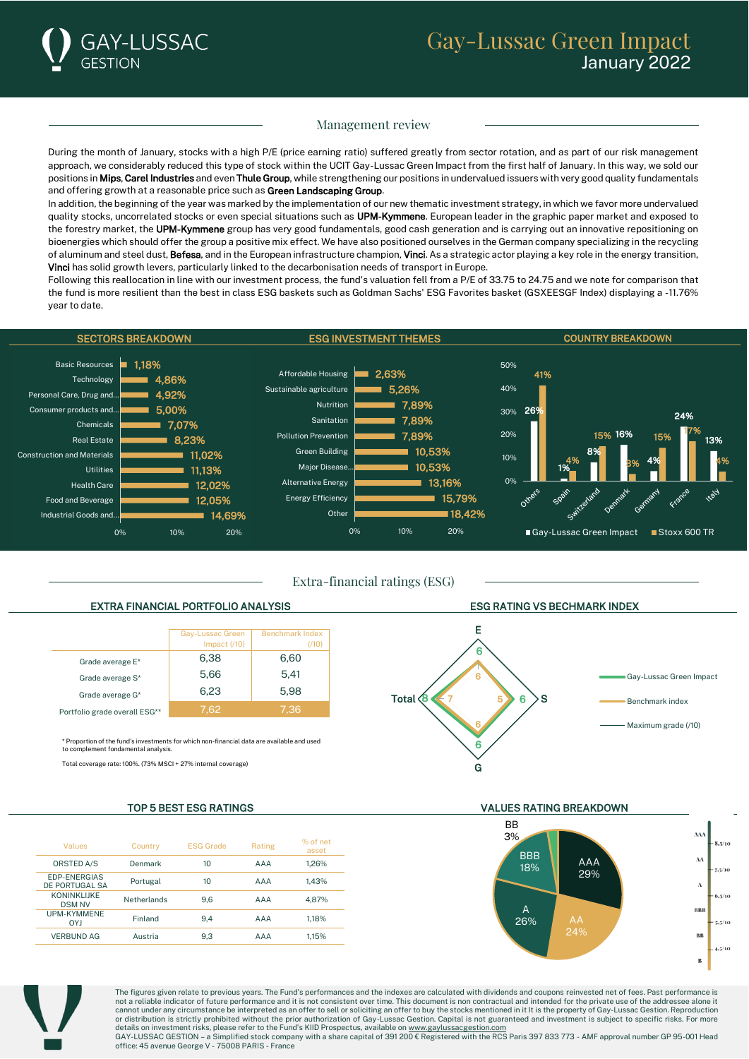# Gay-Lussac Green Impact

January 2022

## Management review

During the month of January, stocks with a high P/E (price earning ratio) suffered greatly from sector rotation, and as part of our risk management approach, we considerably reduced this type of stock within the UCIT Gay-Lussac Green Impact from the first half of January. In this way, we sold our positions in **Mips**, **Carel Industries** and even **Thule Group**, while strengthening our positions in undervalued issuers with very good quality fundamentals and offering growth at a reasonable price such as **Green Landscaping Group**.

In addition, the beginning of the year was marked by the implementation of our new thematic investment strategy, in which we favor more undervalued quality stocks, uncorrelated stocks or even special situations such as **UPM-Kymmene**. European leader in the graphic paper market and exposed to the forestry market, the **UPM-Kymmene** group has very good fundamentals, good cash generation and is carrying out an innovative repositioning on bioenergies which should offer the group a positive mix effect. We have also positioned ourselves in the German company specializing in the recycling of aluminum and steel dust, **Befesa**, and in the European infrastructure champion, **Vinci**. As a strategic actor playing a key role in the energy transition, **Vinci** has solid growth levers, particularly linked to the decarbonisation needs of transport in Europe.

Following this reallocation in line with our investment process, the fund's valuation fell from a P/E of 33.75 to 24.75 and we note for comparison that the fund is more resilient than the best in class ESG baskets such as Goldman Sachs' ESG Favorites basket (GSXEESGF Index) displaying a -11.76% year to date.

### SECTORS BREAKDOWN

| Sector | Weight |
|---|---|
| Basic Resources | 1,18% |
| Technology | 4,86% |
| Personal Care, Drug and... | 4,92% |
| Consumer products and... | 5,00% |
| Chemicals | 7,07% |
| Real Estate | 8,23% |
| Construction and Materials | 11,02% |
| Utilities | 11,13% |
| Health Care | 12,02% |
| Food and Beverage | 12,05% |
| Industrial Goods and... | 14,69% |

### ESG INVESTMENT THEMES

| Theme | Weight |
|---|---|
| Affordable Housing | 2,63% |
| Sustainable agriculture | 5,26% |
| Nutrition | 7,89% |
| Sanitation | 7,89% |
| Pollution Prevention | 7,89% |
| Green Building | 10,53% |
| Major Disease... | 10,53% |
| Alternative Energy | 13,16% |
| Energy Efficiency | 15,79% |
| Other | 18,42% |

### COUNTRY BREAKDOWN

| Country | Gay-Lussac Green Impact | Stoxx 600 TR |
|---|---|---|
| Others | 26% | 41% |
| Spain | 1% | 4% |
| Switzerland | 8% | 15% |
| Denmark | 16% | 3% |
| Germany | 4% | 15% |
| France | 24% | 17% |
| Italy | 13% | 4% |

## Extra-financial ratings (ESG)

### EXTRA FINANCIAL PORTFOLIO ANALYSIS

| | Gay-Lussac Green Impact (/10) | Benchmark Index (/10) |
|---|---|---|
| Grade average E* | 6,38 | 6,60 |
| Grade average S* | 5,66 | 5,41 |
| Grade average G* | 6,23 | 5,98 |
| Portfolio grade overall ESG** | 7,62 | 7,36 |

\* Proportion of the fund's investments for which non-financial data are available and used to complement fondamental analysis.

Total coverage rate: 100%. (73% MSCI + 27% internal coverage)

### ESG RATING VS BECHMARK INDEX

| | Gay-Lussac Green Impact | Benchmark index |
|---|---|---|
| E | 6 | 6 |
| S | 6 | 5 |
| G | 6 | 6 |
| Total | 8 | 7 |

Maximum grade (/10)

### TOP 5 BEST ESG RATINGS

| Values | Country | ESG Grade | Rating | % of net asset |
|---|---|---|---|---|
| ORSTED A/S | Denmark | 10 | AAA | 1,26% |
| EDP-ENERGIAS DE PORTUGAL SA | Portugal | 10 | AAA | 1,43% |
| KONINKLIJKE DSM NV | Netherlands | 9,6 | AAA | 4,87% |
| UPM-KYMMENE OYJ | Finland | 9,4 | AAA | 1,18% |
| VERBUND AG | Austria | 9,3 | AAA | 1,15% |

### VALUES RATING BREAKDOWN

| Rating | Weight |
|---|---|
| AAA | 29% |
| AA | 24% |
| A | 26% |
| BBB | 18% |
| BB | 3% |

Scale: AAA 8,5/10; AA 7,5/10; A 6,5/10; BBB 5,5/10; BB 4,5/10; B

The figures given relate to previous years. The Fund's performances and the indexes are calculated with dividends and coupons reinvested net of fees. Past performance is not a reliable indicator of future performance and it is not consistent over time. This document is non contractual and intended for the private use of the addressee alone it cannot under any circumstance be interpreted as an offer to sell or soliciting an offer to buy the stocks mentioned in it It is the property of Gay-Lussac Gestion. Reproduction or distribution is strictly prohibited without the prior authorization of Gay-Lussac Gestion. Capital is not guaranteed and investment is subject to specific risks. For more details on investment risks, please refer to the Fund's KIID Prospectus, available on www.gaylussacgestion.com

GAY-LUSSAC GESTION – a Simplified stock company with a share capital of 391 200 € Registered with the RCS Paris 397 833 773 - AMF approval number GP 95-001 Head office: 45 avenue George V - 75008 PARIS - France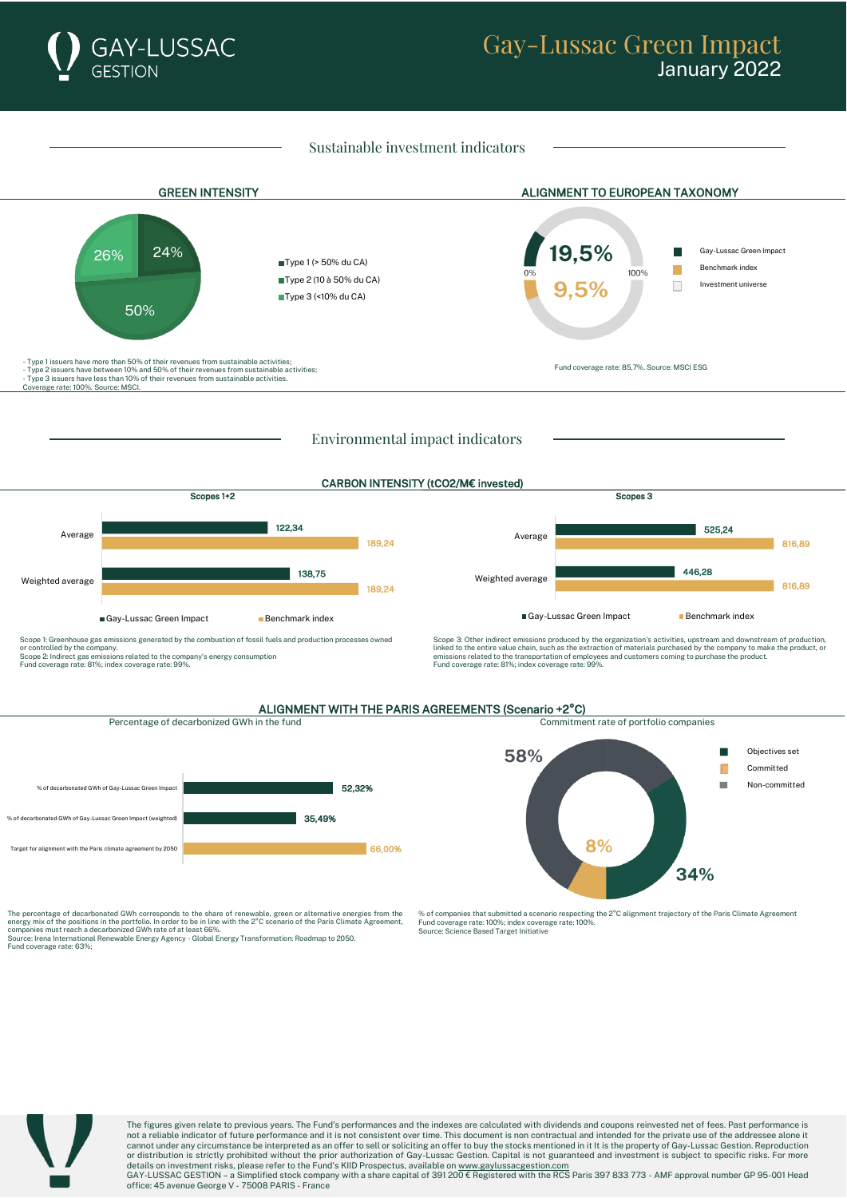# Gay-Lussac Green Impact
January 2022

GAY-LUSSAC GESTION

## Sustainable investment indicators

### GREEN INTENSITY

26%
24%
50%

Type 1 (> 50% du CA)
Type 2 (10 à 50% du CA)
Type 3 (<10% du CA)

- Type 1 issuers have more than 50% of their revenues from sustainable activities;
- Type 2 issuers have between 10% and 50% of their revenues from sustainable activities;
- Type 3 issuers have less than 10% of their revenues from sustainable activities.

Coverage rate: 100%. Source: MSCI.

### ALIGNMENT TO EUROPEAN TAXONOMY

19,5%
9,5%
0%
100%

Gay-Lussac Green Impact
Benchmark index
Investment universe

Fund coverage rate: 85,7%. Source: MSCI ESG

## Environmental impact indicators

### CARBON INTENSITY (tCO2/M€ invested)

Scopes 1+2

Average
122,34
189,24

Weighted average
138,75
189,24

Gay-Lussac Green Impact
Benchmark index

Scope 1: Greenhouse gas emissions generated by the combustion of fossil fuels and production processes owned or controlled by the company.
Scope 2: Indirect gas emissions related to the company's energy consumption
Fund coverage rate: 81%; index coverage rate: 99%.

Scopes 3

Average
525,24
816,89

Weighted average
446,28
816,89

Gay-Lussac Green Impact
Benchmark index

Scope 3: Other indirect emissions produced by the organization's activities, upstream and downstream of production, linked to the entire value chain, such as the extraction of materials purchased by the company to make the product, or emissions related to the transportation of employees and customers coming to purchase the product.
Fund coverage rate: 81%; index coverage rate: 99%.

### ALIGNMENT WITH THE PARIS AGREEMENTS (Scenario +2°C)

Percentage of decarbonized GWh in the fund

% of decarbonated GWh of Gay-Lussac Green Impact 52,32%
% of decarbonated GWh of Gay-Lussac Green Impact (weighted) 35,49%
Target for alignment with the Paris climate agreement by 2050 66,00%

The percentage of decarbonated GWh corresponds to the share of renewable, green or alternative energies from the energy mix of the positions in the portfolio. In order to be in line with the 2°C scenario of the Paris Climate Agreement, companies must reach a decarbonized GWh rate of at least 66%.
Source: Irena International Renewable Energy Agency - Global Energy Transformation: Roadmap to 2050.
Fund coverage rate: 63%;

Commitment rate of portfolio companies

58%
8%
34%

Objectives set
Committed
Non-committed

% of companies that submitted a scenario respecting the 2°C alignment trajectory of the Paris Climate Agreement
Fund coverage rate: 100%; index coverage rate: 100%.
Source: Science Based Target Initiative

The figures given relate to previous years. The Fund's performances and the indexes are calculated with dividends and coupons reinvested net of fees. Past performance is not a reliable indicator of future performance and it is not consistent over time. This document is non contractual and intended for the private use of the addressee alone it cannot under any circumstance be interpreted as an offer to sell or soliciting an offer to buy the stocks mentioned in it It is the property of Gay-Lussac Gestion. Reproduction or distribution is strictly prohibited without the prior authorization of Gay-Lussac Gestion. Capital is not guaranteed and investment is subject to specific risks. For more details on investment risks, please refer to the Fund's KIID Prospectus, available on www.gaylussacgestion.com
GAY-LUSSAC GESTION – a Simplified stock company with a share capital of 391 200 € Registered with the RCS Paris 397 833 773 - AMF approval number GP 95-001 Head office: 45 avenue George V - 75008 PARIS - France